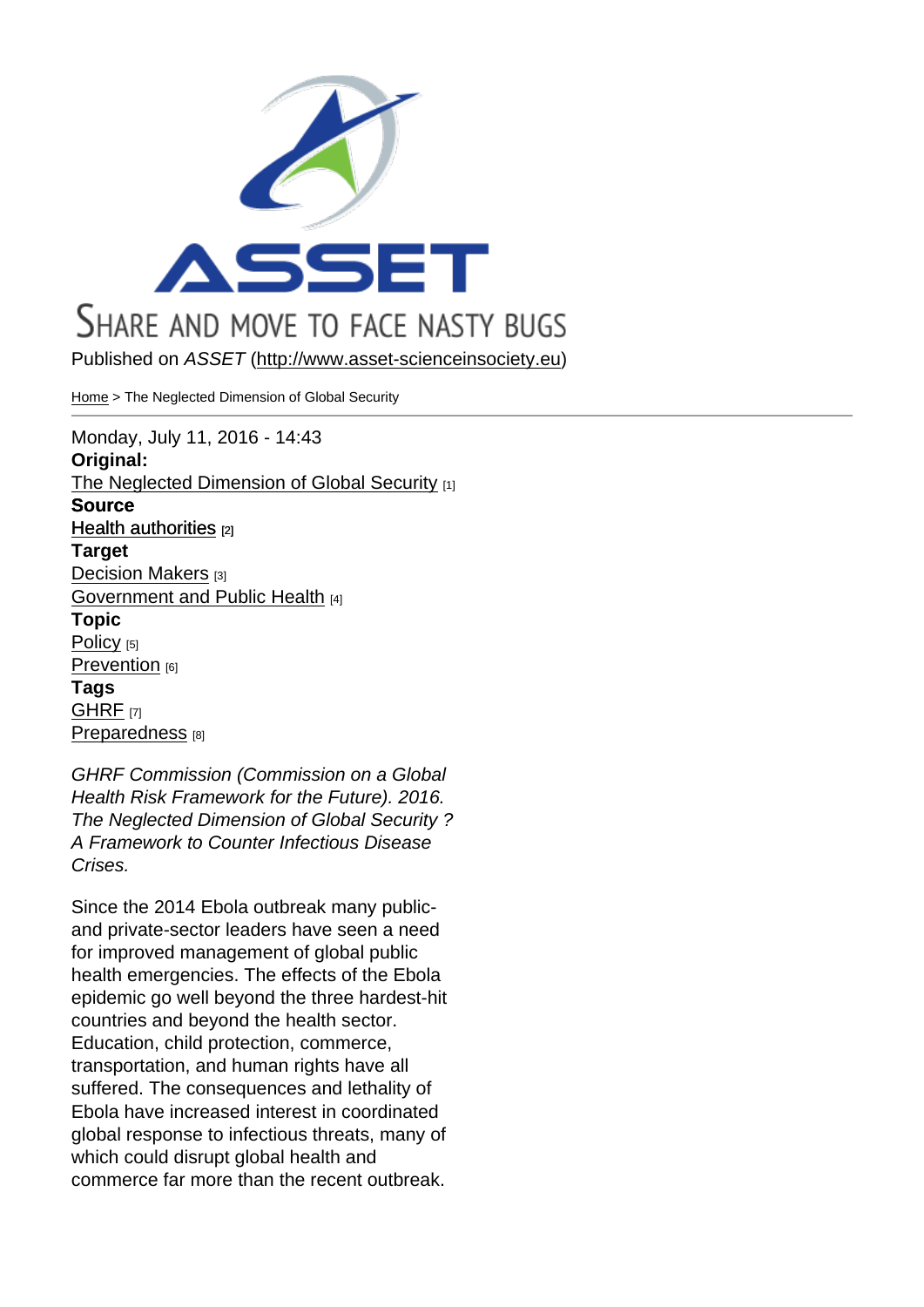Share and move to face nasty bugs

Published on *ASSET* (http://www.asset-scienceinsociety.eu)

Home > The Neglected Dimension of Global Security

Monday, July 11, 2016 - 14:43

**Original:**
The Neglected Dimension of Global Security [1]

**Source**
Health authorities [2]

**Target**
Decision Makers [3]
Government and Public Health [4]

**Topic**
Policy [5]
Prevention [6]

**Tags**
GHRF [7]
Preparedness [8]

*GHRF Commission (Commission on a Global Health Risk Framework for the Future). 2016. The Neglected Dimension of Global Security ? A Framework to Counter Infectious Disease Crises.*

Since the 2014 Ebola outbreak many public- and private-sector leaders have seen a need for improved management of global public health emergencies. The effects of the Ebola epidemic go well beyond the three hardest-hit countries and beyond the health sector. Education, child protection, commerce, transportation, and human rights have all suffered. The consequences and lethality of Ebola have increased interest in coordinated global response to infectious threats, many of which could disrupt global health and commerce far more than the recent outbreak.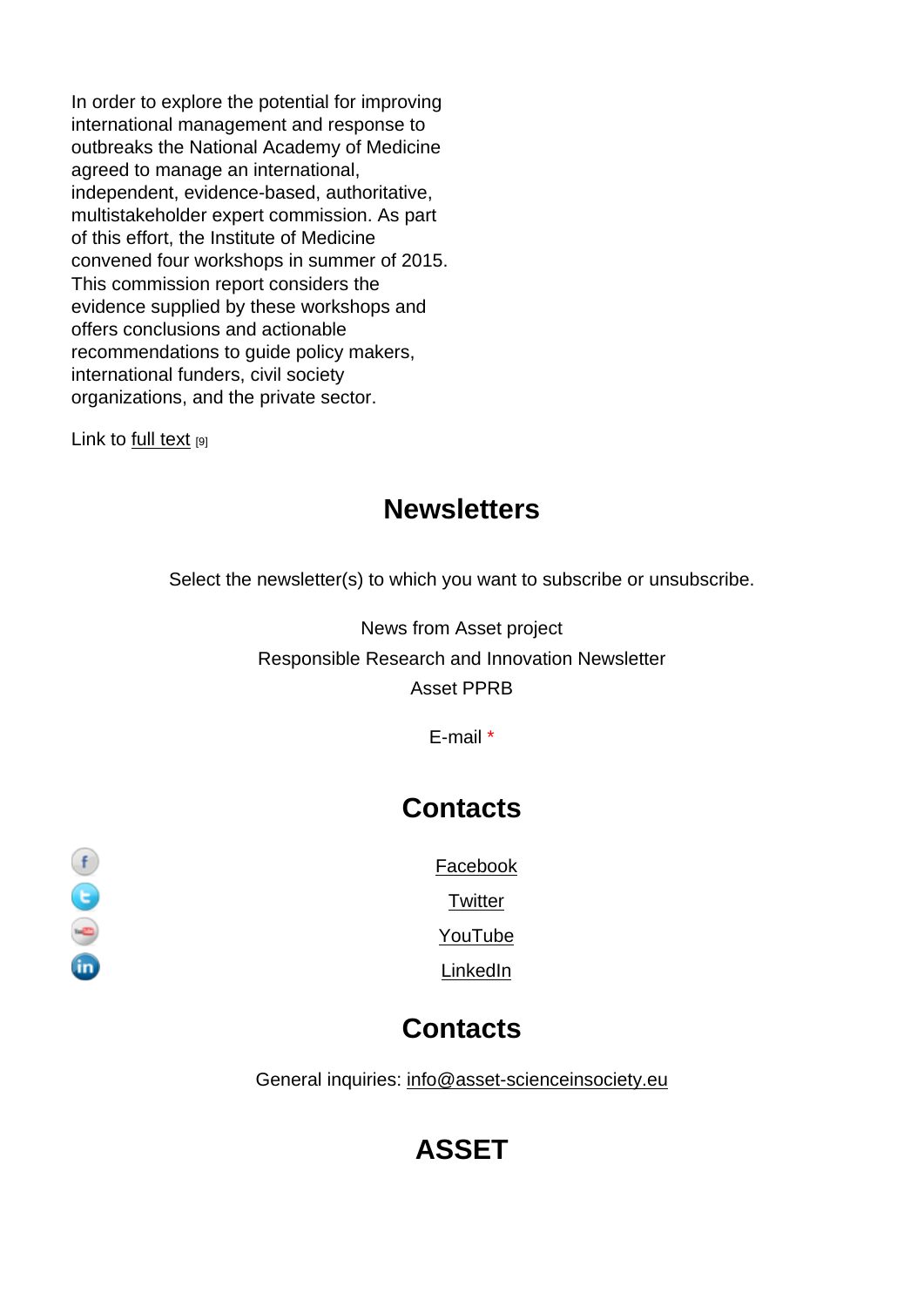In order to explore the potential for improving international management and response to outbreaks the National Academy of Medicine agreed to manage an international, independent, evidence-based, authoritative, multistakeholder expert commission. As part of this effort, the Institute of Medicine convened four workshops in summer of 2015. This commission report considers the evidence supplied by these workshops and offers conclusions and actionable recommendations to guide policy makers, international funders, civil society organizations, and the private sector.

Link to full text [9]

## Newsletters

Select the newsletter(s) to which you want to subscribe or unsubscribe.

News from Asset project

Responsible Research and Innovation Newsletter

Asset PPRB

E-mail *

## Contacts

Facebook

Twitter

YouTube

LinkedIn

## Contacts

General inquiries: info@asset-scienceinsociety.eu

## ASSET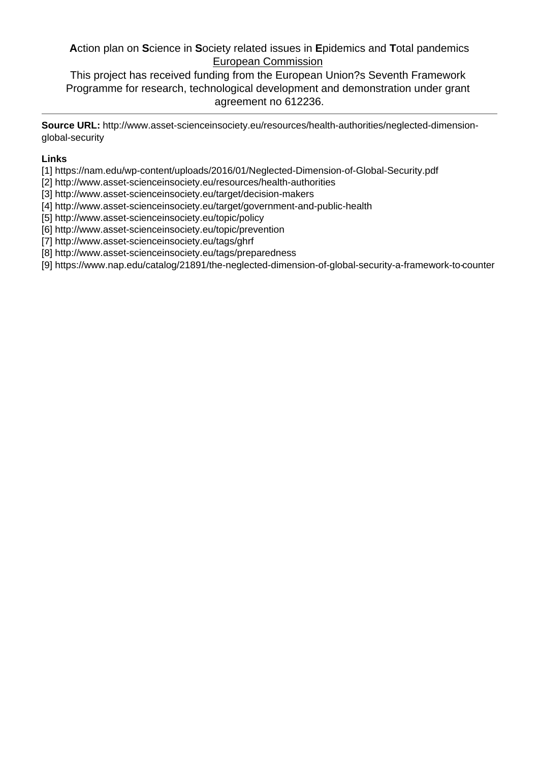**A**ction plan on **S**cience in **S**ociety related issues in **E**pidemics and **T**otal pandemics
European Commission
This project has received funding from the European Union?s Seventh Framework Programme for research, technological development and demonstration under grant agreement no 612236.

---

**Source URL:** http://www.asset-scienceinsociety.eu/resources/health-authorities/neglected-dimension-global-security

**Links**

[1] https://nam.edu/wp-content/uploads/2016/01/Neglected-Dimension-of-Global-Security.pdf
[2] http://www.asset-scienceinsociety.eu/resources/health-authorities
[3] http://www.asset-scienceinsociety.eu/target/decision-makers
[4] http://www.asset-scienceinsociety.eu/target/government-and-public-health
[5] http://www.asset-scienceinsociety.eu/topic/policy
[6] http://www.asset-scienceinsociety.eu/topic/prevention
[7] http://www.asset-scienceinsociety.eu/tags/ghrf
[8] http://www.asset-scienceinsociety.eu/tags/preparedness
[9] https://www.nap.edu/catalog/21891/the-neglected-dimension-of-global-security-a-framework-to-counter